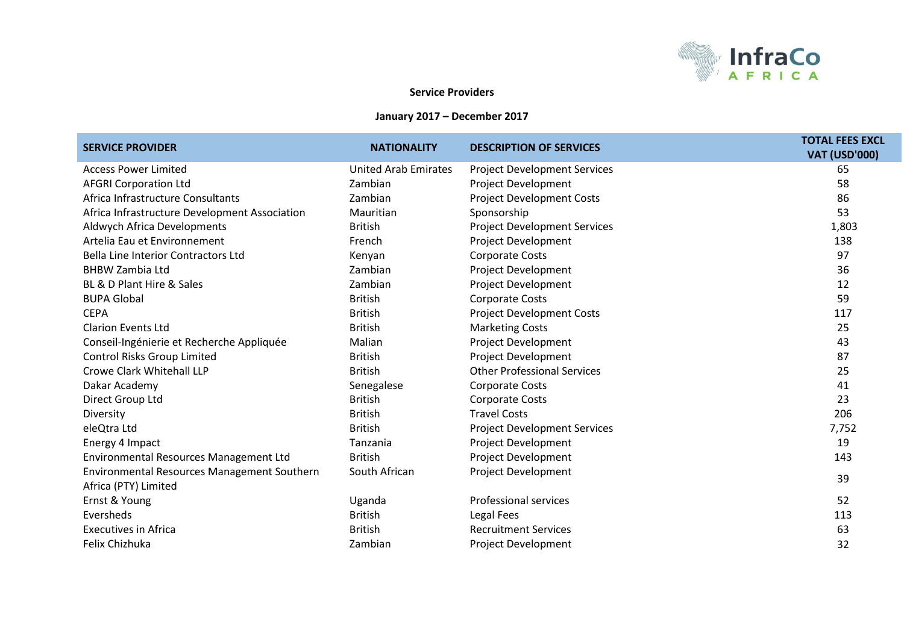**Service Providers**

**January 2017 – December 2017**

| SERVICE PROVIDER | NATIONALITY | DESCRIPTION OF SERVICES | TOTAL FEES EXCL VAT (USD'000) |
|---|---|---|---|
| Access Power Limited | United Arab Emirates | Project Development Services | 65 |
| AFGRI Corporation Ltd | Zambian | Project Development | 58 |
| Africa Infrastructure Consultants | Zambian | Project Development Costs | 86 |
| Africa Infrastructure Development Association | Mauritian | Sponsorship | 53 |
| Aldwych Africa Developments | British | Project Development Services | 1,803 |
| Artelia Eau et Environnement | French | Project Development | 138 |
| Bella Line Interior Contractors Ltd | Kenyan | Corporate Costs | 97 |
| BHBW Zambia Ltd | Zambian | Project Development | 36 |
| BL & D Plant Hire & Sales | Zambian | Project Development | 12 |
| BUPA Global | British | Corporate Costs | 59 |
| CEPA | British | Project Development Costs | 117 |
| Clarion Events Ltd | British | Marketing Costs | 25 |
| Conseil-Ingénierie et Recherche Appliquée | Malian | Project Development | 43 |
| Control Risks Group Limited | British | Project Development | 87 |
| Crowe Clark Whitehall LLP | British | Other Professional Services | 25 |
| Dakar Academy | Senegalese | Corporate Costs | 41 |
| Direct Group Ltd | British | Corporate Costs | 23 |
| Diversity | British | Travel Costs | 206 |
| eleQtra Ltd | British | Project Development Services | 7,752 |
| Energy 4 Impact | Tanzania | Project Development | 19 |
| Environmental Resources Management Ltd | British | Project Development | 143 |
| Environmental Resources Management Southern Africa (PTY) Limited | South African | Project Development | 39 |
| Ernst & Young | Uganda | Professional services | 52 |
| Eversheds | British | Legal Fees | 113 |
| Executives in Africa | British | Recruitment Services | 63 |
| Felix Chizhuka | Zambian | Project Development | 32 |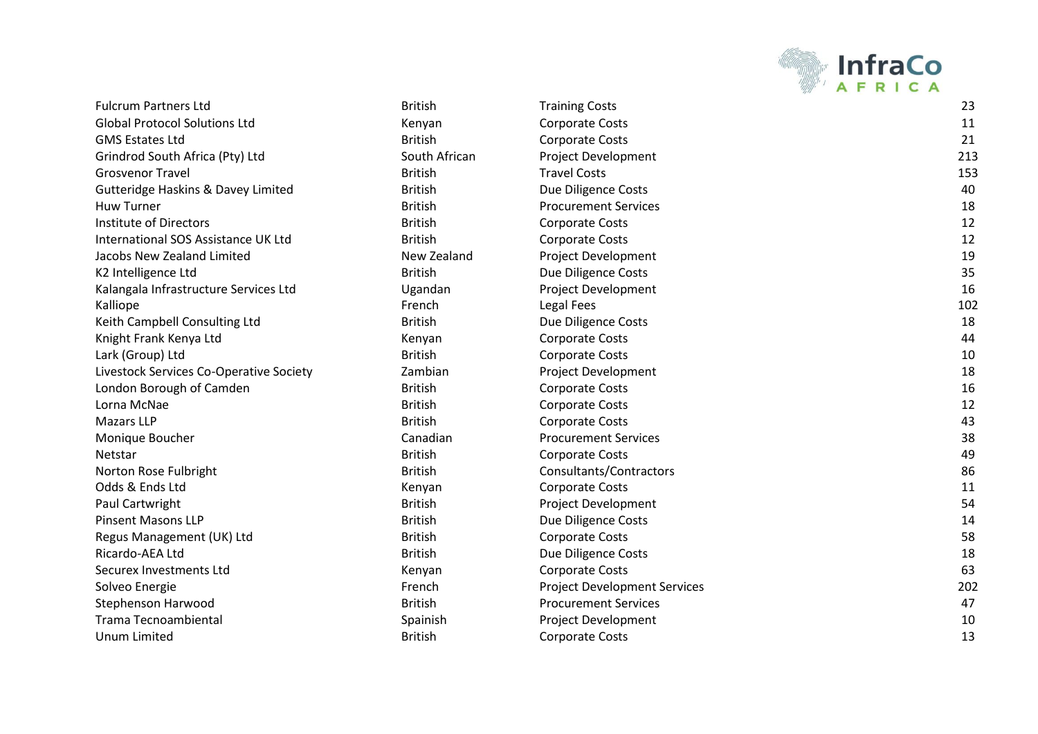| | | | |
|---|---|---|---|
| Fulcrum Partners Ltd | British | Training Costs | 23 |
| Global Protocol Solutions Ltd | Kenyan | Corporate Costs | 11 |
| GMS Estates Ltd | British | Corporate Costs | 21 |
| Grindrod South Africa (Pty) Ltd | South African | Project Development | 213 |
| Grosvenor Travel | British | Travel Costs | 153 |
| Gutteridge Haskins & Davey Limited | British | Due Diligence Costs | 40 |
| Huw Turner | British | Procurement Services | 18 |
| Institute of Directors | British | Corporate Costs | 12 |
| International SOS Assistance UK Ltd | British | Corporate Costs | 12 |
| Jacobs New Zealand Limited | New Zealand | Project Development | 19 |
| K2 Intelligence Ltd | British | Due Diligence Costs | 35 |
| Kalangala Infrastructure Services Ltd | Ugandan | Project Development | 16 |
| Kalliope | French | Legal Fees | 102 |
| Keith Campbell Consulting Ltd | British | Due Diligence Costs | 18 |
| Knight Frank Kenya Ltd | Kenyan | Corporate Costs | 44 |
| Lark (Group) Ltd | British | Corporate Costs | 10 |
| Livestock Services Co-Operative Society | Zambian | Project Development | 18 |
| London Borough of Camden | British | Corporate Costs | 16 |
| Lorna McNae | British | Corporate Costs | 12 |
| Mazars LLP | British | Corporate Costs | 43 |
| Monique Boucher | Canadian | Procurement Services | 38 |
| Netstar | British | Corporate Costs | 49 |
| Norton Rose Fulbright | British | Consultants/Contractors | 86 |
| Odds & Ends Ltd | Kenyan | Corporate Costs | 11 |
| Paul Cartwright | British | Project Development | 54 |
| Pinsent Masons LLP | British | Due Diligence Costs | 14 |
| Regus Management (UK) Ltd | British | Corporate Costs | 58 |
| Ricardo-AEA Ltd | British | Due Diligence Costs | 18 |
| Securex Investments Ltd | Kenyan | Corporate Costs | 63 |
| Solveo Energie | French | Project Development Services | 202 |
| Stephenson Harwood | British | Procurement Services | 47 |
| Trama Tecnoambiental | Spainish | Project Development | 10 |
| Unum Limited | British | Corporate Costs | 13 |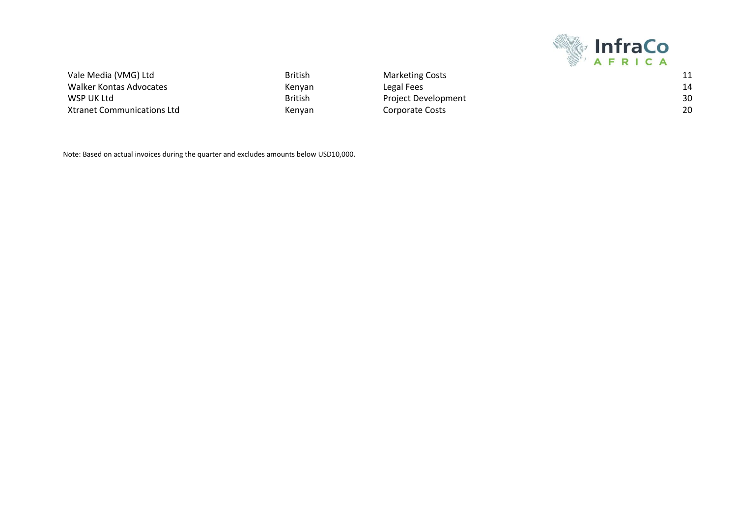| | | | |
|---|---|---|---|
| Vale Media (VMG) Ltd | British | Marketing Costs | 11 |
| Walker Kontas Advocates | Kenyan | Legal Fees | 14 |
| WSP UK Ltd | British | Project Development | 30 |
| Xtranet Communications Ltd | Kenyan | Corporate Costs | 20 |

Note: Based on actual invoices during the quarter and excludes amounts below USD10,000.